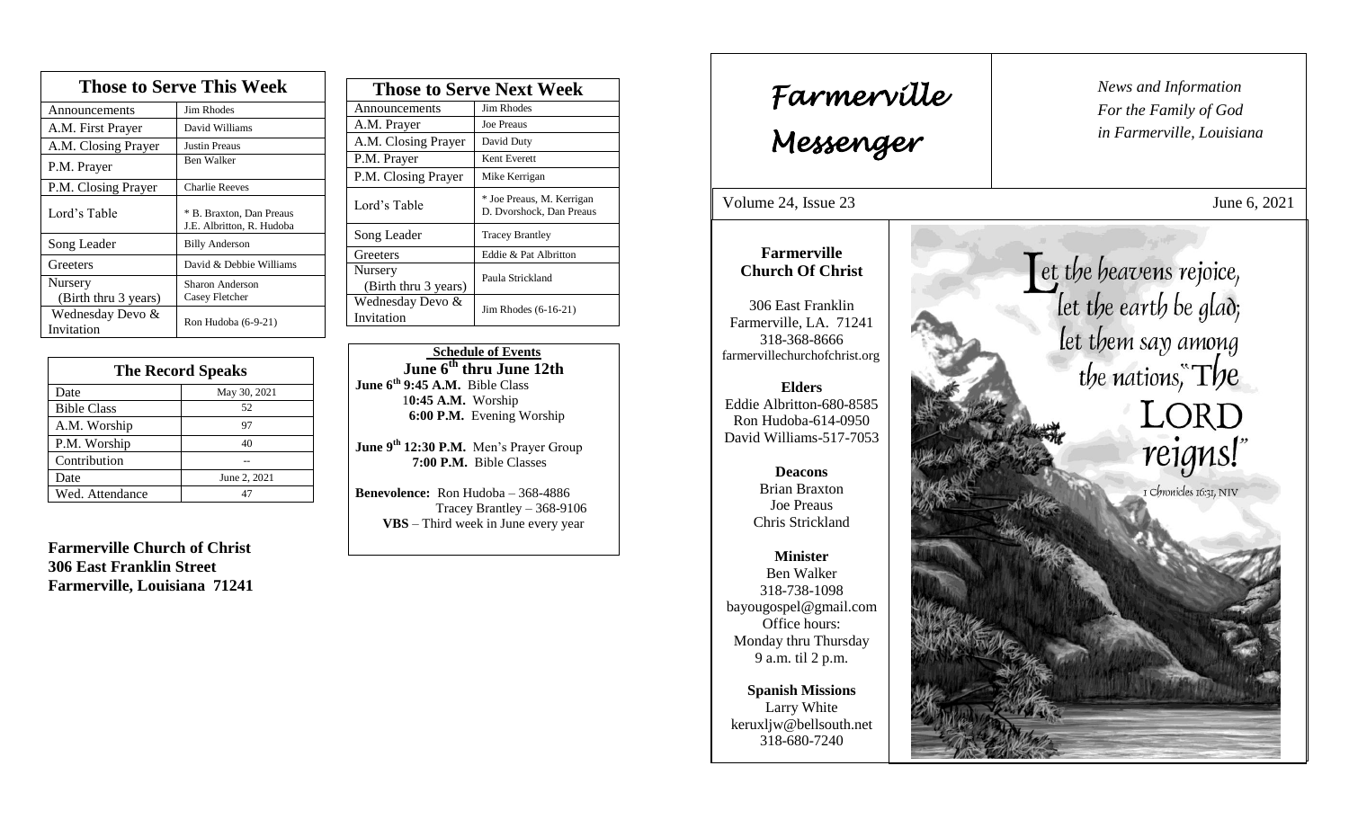## Those to Serve This Week

| Those to Serve This Week | |
|---|---|
| Announcements | Jim Rhodes |
| A.M. First Prayer | David Williams |
| A.M. Closing Prayer | Justin Preaus |
| P.M. Prayer | Ben Walker |
| P.M. Closing Prayer | Charlie Reeves |
| Lord's Table | * B. Braxton, Dan Preaus J.E. Albritton, R. Hudoba |
| Song Leader | Billy Anderson |
| Greeters | David & Debbie Williams |
| Nursery (Birth thru 3 years) | Sharon Anderson Casey Fletcher |
| Wednesday Devo & Invitation | Ron Hudoba (6-9-21) |

## The Record Speaks

| The Record Speaks | |
|---|---|
| Date | May 30, 2021 |
| Bible Class | 52 |
| A.M. Worship | 97 |
| P.M. Worship | 40 |
| Contribution | -- |
| Date | June 2, 2021 |
| Wed. Attendance | 47 |

**Farmerville Church of Christ**
**306 East Franklin Street**
**Farmerville, Louisiana 71241**

## Those to Serve Next Week

| Those to Serve Next Week | |
|---|---|
| Announcements | Jim Rhodes |
| A.M. Prayer | Joe Preaus |
| A.M. Closing Prayer | David Duty |
| P.M. Prayer | Kent Everett |
| P.M. Closing Prayer | Mike Kerrigan |
| Lord's Table | * Joe Preaus, M. Kerrigan D. Dvorshock, Dan Preaus |
| Song Leader | Tracey Brantley |
| Greeters | Eddie & Pat Albritton |
| Nursery (Birth thru 3 years) | Paula Strickland |
| Wednesday Devo & Invitation | Jim Rhodes (6-16-21) |

**Schedule of Events**

**June 6th thru June 12th**

**June 6th 9:45 A.M.** Bible Class
**10:45 A.M.** Worship
**6:00 P.M.** Evening Worship

**June 9th 12:30 P.M.** Men's Prayer Group
**7:00 P.M.** Bible Classes

**Benevolence:** Ron Hudoba – 368-4886
Tracey Brantley – 368-9106
**VBS** – Third week in June every year

# Farmerville Messenger

*News and Information*
*For the Family of God*
*in Farmerville, Louisiana*

Volume 24, Issue 23 June 6, 2021

**Farmerville Church Of Christ**

306 East Franklin
Farmerville, LA. 71241
318-368-8666
farmervillechurchofchrist.org

**Elders**
Eddie Albritton-680-8585
Ron Hudoba-614-0950
David Williams-517-7053

**Deacons**
Brian Braxton
Joe Preaus
Chris Strickland

**Minister**
Ben Walker
318-738-1098
bayougospel@gmail.com
Office hours:
Monday thru Thursday
9 a.m. til 2 p.m.

**Spanish Missions**
Larry White
keruxljw@bellsouth.net
318-680-7240

Let the heavens rejoice, let the earth be glad; let them say among the nations, "The LORD reigns!"

1 Chronicles 16:31, NIV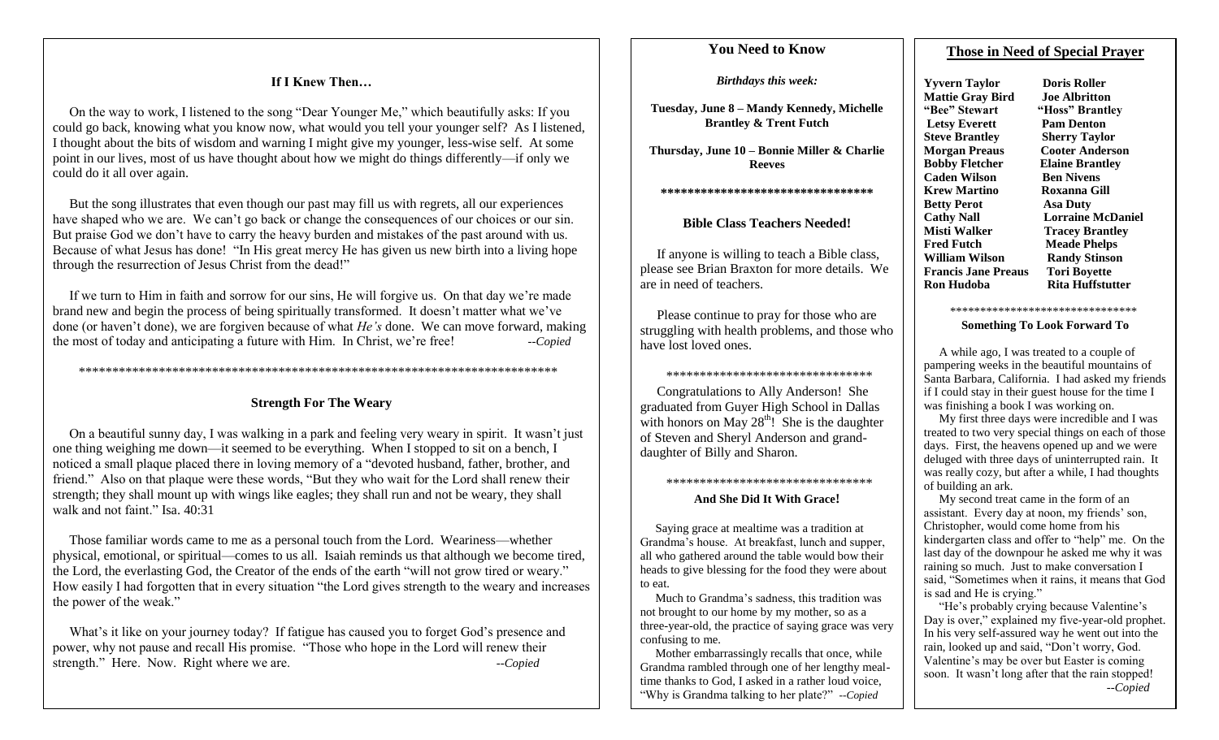### If I Knew Then…

On the way to work, I listened to the song "Dear Younger Me," which beautifully asks: If you could go back, knowing what you know now, what would you tell your younger self? As I listened, I thought about the bits of wisdom and warning I might give my younger, less-wise self. At some point in our lives, most of us have thought about how we might do things differently—if only we could do it all over again.

But the song illustrates that even though our past may fill us with regrets, all our experiences have shaped who we are. We can't go back or change the consequences of our choices or our sin. But praise God we don't have to carry the heavy burden and mistakes of the past around with us. Because of what Jesus has done! "In His great mercy He has given us new birth into a living hope through the resurrection of Jesus Christ from the dead!"

If we turn to Him in faith and sorrow for our sins, He will forgive us. On that day we're made brand new and begin the process of being spiritually transformed. It doesn't matter what we've done (or haven't done), we are forgiven because of what *He's* done. We can move forward, making the most of today and anticipating a future with Him. In Christ, we're free! *--Copied*

*****************************************************************************

### Strength For The Weary

On a beautiful sunny day, I was walking in a park and feeling very weary in spirit. It wasn't just one thing weighing me down—it seemed to be everything. When I stopped to sit on a bench, I noticed a small plaque placed there in loving memory of a "devoted husband, father, brother, and friend." Also on that plaque were these words, "But they who wait for the Lord shall renew their strength; they shall mount up with wings like eagles; they shall run and not be weary, they shall walk and not faint." Isa. 40:31

Those familiar words came to me as a personal touch from the Lord. Weariness—whether physical, emotional, or spiritual—comes to us all. Isaiah reminds us that although we become tired, the Lord, the everlasting God, the Creator of the ends of the earth "will not grow tired or weary." How easily I had forgotten that in every situation "the Lord gives strength to the weary and increases the power of the weak."

What's it like on your journey today? If fatigue has caused you to forget God's presence and power, why not pause and recall His promise. "Those who hope in the Lord will renew their strength." Here. Now. Right where we are. *--Copied*

## You Need to Know

***Birthdays this week:***

**Tuesday, June 8 – Mandy Kennedy, Michelle Brantley & Trent Futch**

**Thursday, June 10 – Bonnie Miller & Charlie Reeves**

**********************************

### Bible Class Teachers Needed!

If anyone is willing to teach a Bible class, please see Brian Braxton for more details. We are in need of teachers.

Please continue to pray for those who are struggling with health problems, and those who have lost loved ones.

**********************************

Congratulations to Ally Anderson! She graduated from Guyer High School in Dallas with honors on May 28th! She is the daughter of Steven and Sheryl Anderson and grand-daughter of Billy and Sharon.

**********************************

### And She Did It With Grace!

Saying grace at mealtime was a tradition at Grandma's house. At breakfast, lunch and supper, all who gathered around the table would bow their heads to give blessing for the food they were about to eat.

Much to Grandma's sadness, this tradition was not brought to our home by my mother, so as a three-year-old, the practice of saying grace was very confusing to me.

Mother embarrassingly recalls that once, while Grandma rambled through one of her lengthy meal-time thanks to God, I asked in a rather loud voice, "Why is Grandma talking to her plate?" *--Copied*

## Those in Need of Special Prayer

| | |
|---|---|
| **Yyvern Taylor** | **Doris Roller** |
| **Mattie Gray Bird** | **Joe Albritton** |
| **"Bee" Stewart** | **"Hoss" Brantley** |
| **Letsy Everett** | **Pam Denton** |
| **Steve Brantley** | **Sherry Taylor** |
| **Morgan Preaus** | **Cooter Anderson** |
| **Bobby Fletcher** | **Elaine Brantley** |
| **Caden Wilson** | **Ben Nivens** |
| **Krew Martino** | **Roxanna Gill** |
| **Betty Perot** | **Asa Duty** |
| **Cathy Nall** | **Lorraine McDaniel** |
| **Misti Walker** | **Tracey Brantley** |
| **Fred Futch** | **Meade Phelps** |
| **William Wilson** | **Randy Stinson** |
| **Francis Jane Preaus** | **Tori Boyette** |
| **Ron Hudoba** | **Rita Huffstutter** |

*******************************

### Something To Look Forward To

A while ago, I was treated to a couple of pampering weeks in the beautiful mountains of Santa Barbara, California. I had asked my friends if I could stay in their guest house for the time I was finishing a book I was working on.

My first three days were incredible and I was treated to two very special things on each of those days. First, the heavens opened up and we were deluged with three days of uninterrupted rain. It was really cozy, but after a while, I had thoughts of building an ark.

My second treat came in the form of an assistant. Every day at noon, my friends' son, Christopher, would come home from his kindergarten class and offer to "help" me. On the last day of the downpour he asked me why it was raining so much. Just to make conversation I said, "Sometimes when it rains, it means that God is sad and He is crying."

"He's probably crying because Valentine's Day is over," explained my five-year-old prophet. In his very self-assured way he went out into the rain, looked up and said, "Don't worry, God. Valentine's may be over but Easter is coming soon. It wasn't long after that the rain stopped! *--Copied*